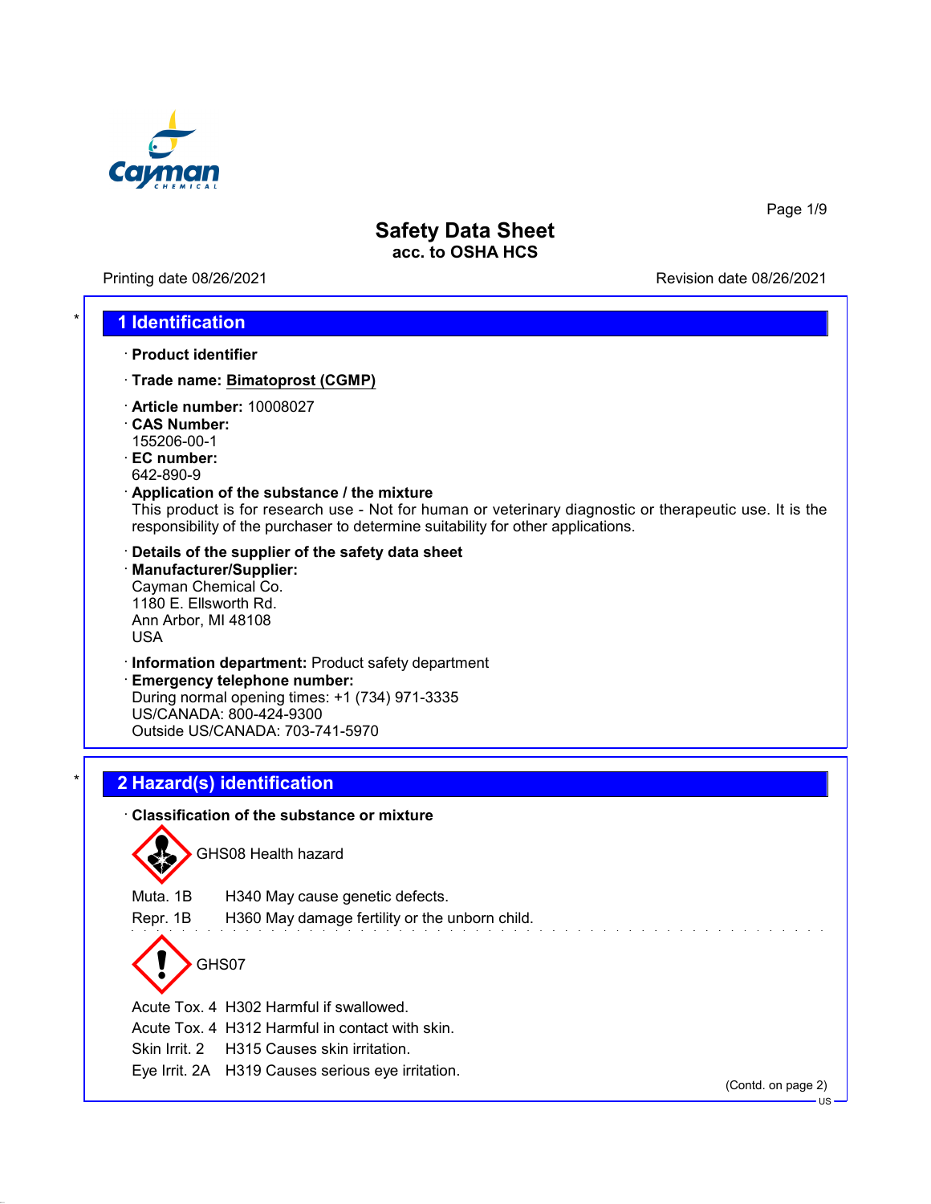# Safety Data Sheet
**acc. to OSHA HCS**

Printing date 08/26/2021 Revision date 08/26/2021

## 1 Identification

· **Product identifier**

· **Trade name: Bimatoprost (CGMP)**

· **Article number:** 10008027
· **CAS Number:**
155206-00-1
· **EC number:**
642-890-9
· **Application of the substance / the mixture**
This product is for research use - Not for human or veterinary diagnostic or therapeutic use. It is the responsibility of the purchaser to determine suitability for other applications.

· **Details of the supplier of the safety data sheet**
· **Manufacturer/Supplier:**
Cayman Chemical Co.
1180 E. Ellsworth Rd.
Ann Arbor, MI 48108
USA

· **Information department:** Product safety department
· **Emergency telephone number:**
During normal opening times: +1 (734) 971-3335
US/CANADA: 800-424-9300
Outside US/CANADA: 703-741-5970

## 2 Hazard(s) identification

· **Classification of the substance or mixture**

GHS08 Health hazard

Muta. 1B H340 May cause genetic defects.
Repr. 1B H360 May damage fertility or the unborn child.

GHS07

Acute Tox. 4 H302 Harmful if swallowed.
Acute Tox. 4 H312 Harmful in contact with skin.
Skin Irrit. 2 H315 Causes skin irritation.
Eye Irrit. 2A H319 Causes serious eye irritation.

(Contd. on page 2)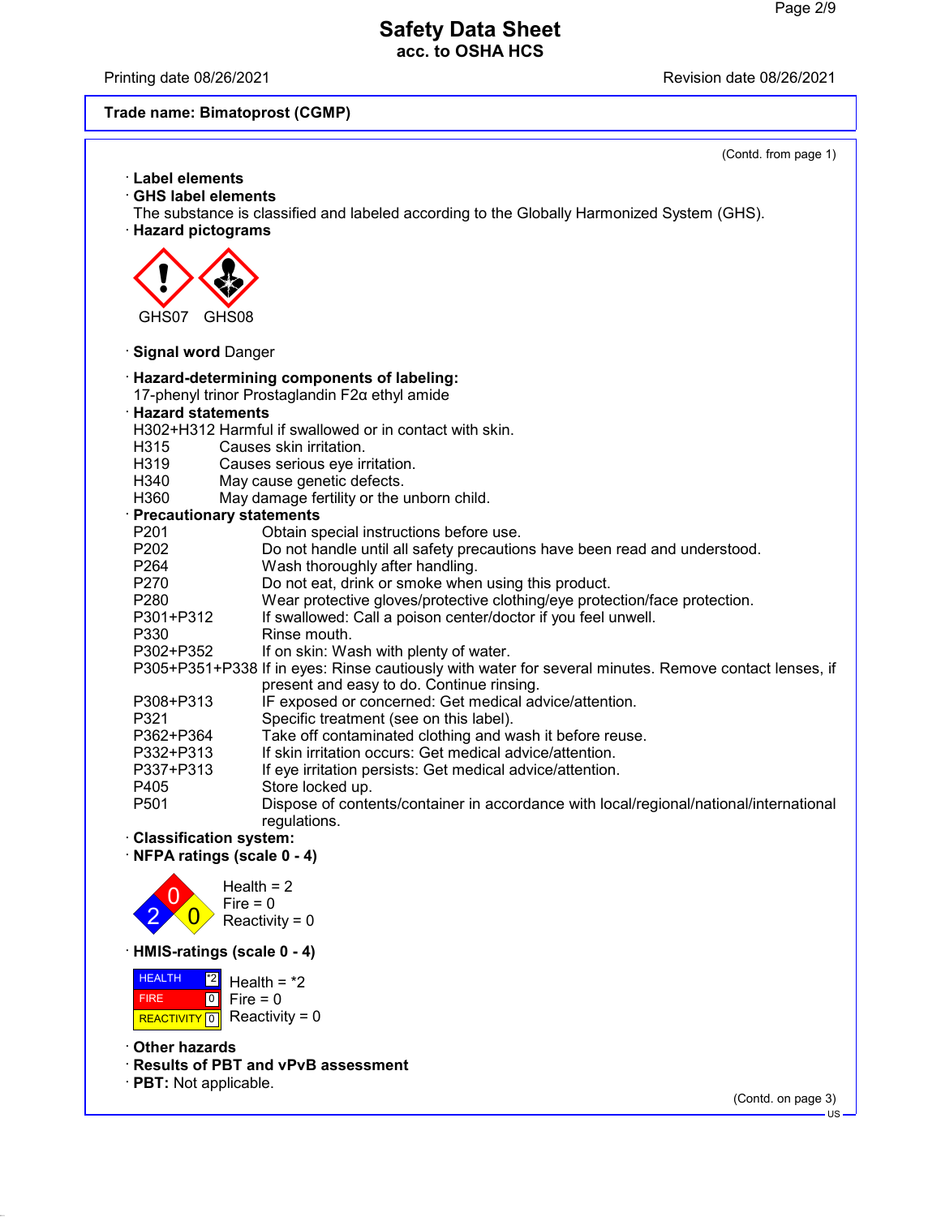Safety Data Sheet
acc. to OSHA HCS

Printing date 08/26/2021 Revision date 08/26/2021

**Trade name: Bimatoprost (CGMP)**

(Contd. from page 1)

· **Label elements**
· **GHS label elements**
The substance is classified and labeled according to the Globally Harmonized System (GHS).
· **Hazard pictograms**

GHS07 GHS08

· **Signal word** Danger

· **Hazard-determining components of labeling:**
17-phenyl trinor Prostaglandin F2α ethyl amide
· **Hazard statements**
H302+H312 Harmful if swallowed or in contact with skin.
H315 Causes skin irritation.
H319 Causes serious eye irritation.
H340 May cause genetic defects.
H360 May damage fertility or the unborn child.
· **Precautionary statements**
P201 Obtain special instructions before use.
P202 Do not handle until all safety precautions have been read and understood.
P264 Wash thoroughly after handling.
P270 Do not eat, drink or smoke when using this product.
P280 Wear protective gloves/protective clothing/eye protection/face protection.
P301+P312 If swallowed: Call a poison center/doctor if you feel unwell.
P330 Rinse mouth.
P302+P352 If on skin: Wash with plenty of water.
P305+P351+P338 If in eyes: Rinse cautiously with water for several minutes. Remove contact lenses, if present and easy to do. Continue rinsing.
P308+P313 IF exposed or concerned: Get medical advice/attention.
P321 Specific treatment (see on this label).
P362+P364 Take off contaminated clothing and wash it before reuse.
P332+P313 If skin irritation occurs: Get medical advice/attention.
P337+P313 If eye irritation persists: Get medical advice/attention.
P405 Store locked up.
P501 Dispose of contents/container in accordance with local/regional/national/international regulations.
· **Classification system:**
· **NFPA ratings (scale 0 - 4)**

Health = 2
Fire = 0
Reactivity = 0

· **HMIS-ratings (scale 0 - 4)**

| HEALTH | *2 |
|---|---|
| FIRE | 0 |
| REACTIVITY | 0 |

Health = *2
Fire = 0
Reactivity = 0

· **Other hazards**
· **Results of PBT and vPvB assessment**
· **PBT:** Not applicable.

(Contd. on page 3)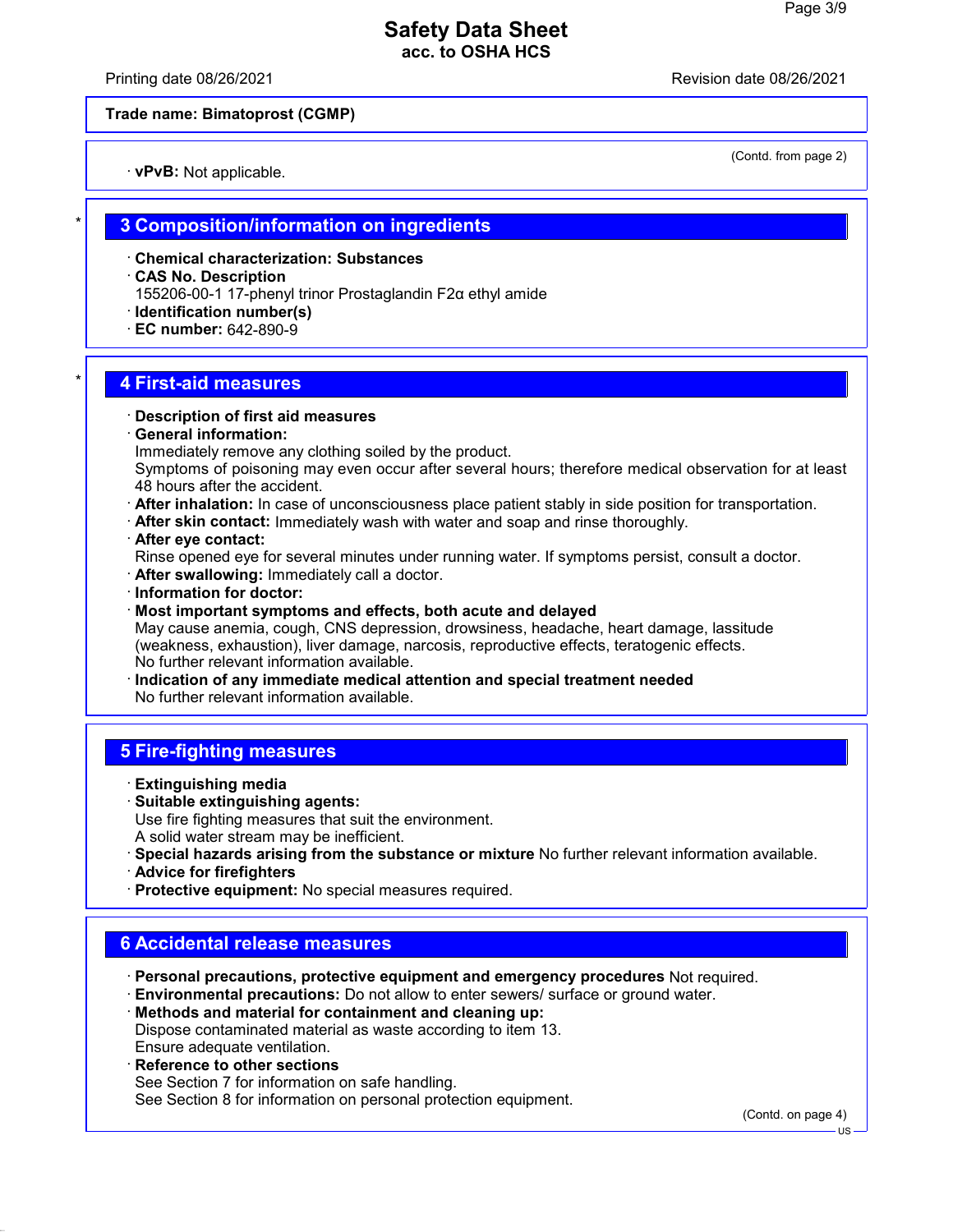**Trade name: Bimatoprost (CGMP)**

(Contd. from page 2)

· **vPvB:** Not applicable.

## 3 Composition/information on ingredients

· **Chemical characterization: Substances**
· **CAS No. Description**
155206-00-1 17-phenyl trinor Prostaglandin F2α ethyl amide
· **Identification number(s)**
· **EC number:** 642-890-9

## 4 First-aid measures

· **Description of first aid measures**
· **General information:**
Immediately remove any clothing soiled by the product.
Symptoms of poisoning may even occur after several hours; therefore medical observation for at least 48 hours after the accident.
· **After inhalation:** In case of unconsciousness place patient stably in side position for transportation.
· **After skin contact:** Immediately wash with water and soap and rinse thoroughly.
· **After eye contact:**
Rinse opened eye for several minutes under running water. If symptoms persist, consult a doctor.
· **After swallowing:** Immediately call a doctor.
· **Information for doctor:**
· **Most important symptoms and effects, both acute and delayed**
May cause anemia, cough, CNS depression, drowsiness, headache, heart damage, lassitude (weakness, exhaustion), liver damage, narcosis, reproductive effects, teratogenic effects.
No further relevant information available.
· **Indication of any immediate medical attention and special treatment needed**
No further relevant information available.

## 5 Fire-fighting measures

· **Extinguishing media**
· **Suitable extinguishing agents:**
Use fire fighting measures that suit the environment.
A solid water stream may be inefficient.
· **Special hazards arising from the substance or mixture** No further relevant information available.
· **Advice for firefighters**
· **Protective equipment:** No special measures required.

## 6 Accidental release measures

· **Personal precautions, protective equipment and emergency procedures** Not required.
· **Environmental precautions:** Do not allow to enter sewers/ surface or ground water.
· **Methods and material for containment and cleaning up:**
Dispose contaminated material as waste according to item 13.
Ensure adequate ventilation.
· **Reference to other sections**
See Section 7 for information on safe handling.
See Section 8 for information on personal protection equipment.

(Contd. on page 4)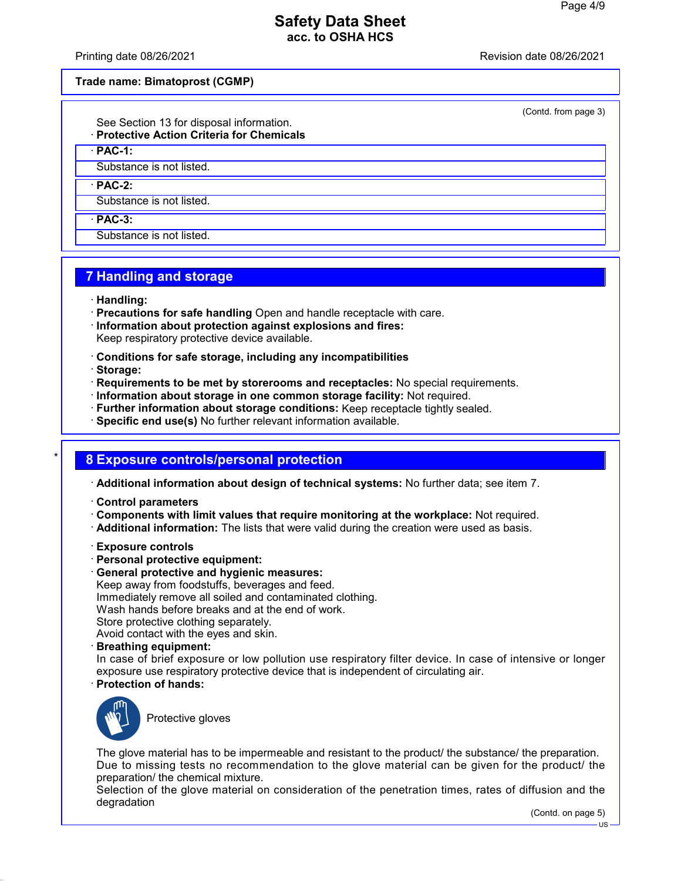(Contd. from page 3)

See Section 13 for disposal information.

· **Protective Action Criteria for Chemicals**

· **PAC-1:**

Substance is not listed.

· **PAC-2:**

Substance is not listed.

· **PAC-3:**

Substance is not listed.

## 7 Handling and storage

· **Handling:**
· **Precautions for safe handling** Open and handle receptacle with care.
· **Information about protection against explosions and fires:**
Keep respiratory protective device available.

· **Conditions for safe storage, including any incompatibilities**
· **Storage:**
· **Requirements to be met by storerooms and receptacles:** No special requirements.
· **Information about storage in one common storage facility:** Not required.
· **Further information about storage conditions:** Keep receptacle tightly sealed.
· **Specific end use(s)** No further relevant information available.

## 8 Exposure controls/personal protection

· **Additional information about design of technical systems:** No further data; see item 7.

· **Control parameters**
· **Components with limit values that require monitoring at the workplace:** Not required.
· **Additional information:** The lists that were valid during the creation were used as basis.

· **Exposure controls**
· **Personal protective equipment:**
· **General protective and hygienic measures:**
Keep away from foodstuffs, beverages and feed.
Immediately remove all soiled and contaminated clothing.
Wash hands before breaks and at the end of work.
Store protective clothing separately.
Avoid contact with the eyes and skin.
· **Breathing equipment:**
In case of brief exposure or low pollution use respiratory filter device. In case of intensive or longer exposure use respiratory protective device that is independent of circulating air.
· **Protection of hands:**

Protective gloves

The glove material has to be impermeable and resistant to the product/ the substance/ the preparation.
Due to missing tests no recommendation to the glove material can be given for the product/ the preparation/ the chemical mixture.
Selection of the glove material on consideration of the penetration times, rates of diffusion and the degradation

(Contd. on page 5)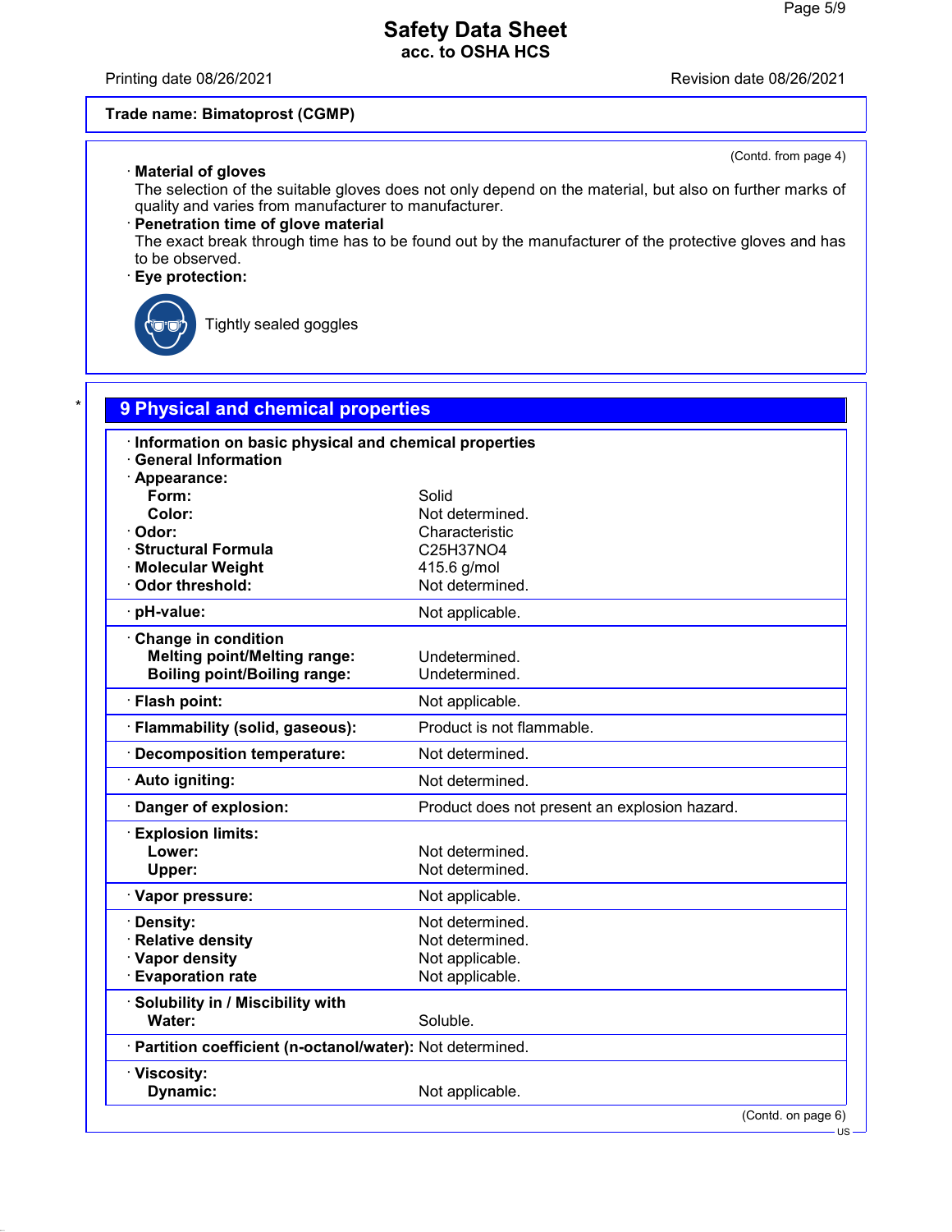**Trade name: Bimatoprost (CGMP)**

(Contd. from page 4)

· **Material of gloves**
The selection of the suitable gloves does not only depend on the material, but also on further marks of quality and varies from manufacturer to manufacturer.

· **Penetration time of glove material**
The exact break through time has to be found out by the manufacturer of the protective gloves and has to be observed.

· **Eye protection:**

Tightly sealed goggles

## 9 Physical and chemical properties

· **Information on basic physical and chemical properties**
· **General Information**

| Property | Value |
|---|---|
| · **Appearance:** | |
| **Form:** | Solid |
| **Color:** | Not determined. |
| · **Odor:** | Characteristic |
| · **Structural Formula** | C25H37NO4 |
| · **Molecular Weight** | 415.6 g/mol |
| · **Odor threshold:** | Not determined. |
| · **pH-value:** | Not applicable. |
| · **Change in condition** | |
| **Melting point/Melting range:** | Undetermined. |
| **Boiling point/Boiling range:** | Undetermined. |
| · **Flash point:** | Not applicable. |
| · **Flammability (solid, gaseous):** | Product is not flammable. |
| · **Decomposition temperature:** | Not determined. |
| · **Auto igniting:** | Not determined. |
| · **Danger of explosion:** | Product does not present an explosion hazard. |
| · **Explosion limits:** | |
| **Lower:** | Not determined. |
| **Upper:** | Not determined. |
| · **Vapor pressure:** | Not applicable. |
| · **Density:** | Not determined. |
| · **Relative density** | Not determined. |
| · **Vapor density** | Not applicable. |
| · **Evaporation rate** | Not applicable. |
| · **Solubility in / Miscibility with** | |
| **Water:** | Soluble. |
| · **Partition coefficient (n-octanol/water):** | Not determined. |
| · **Viscosity:** | |
| **Dynamic:** | Not applicable. |

(Contd. on page 6)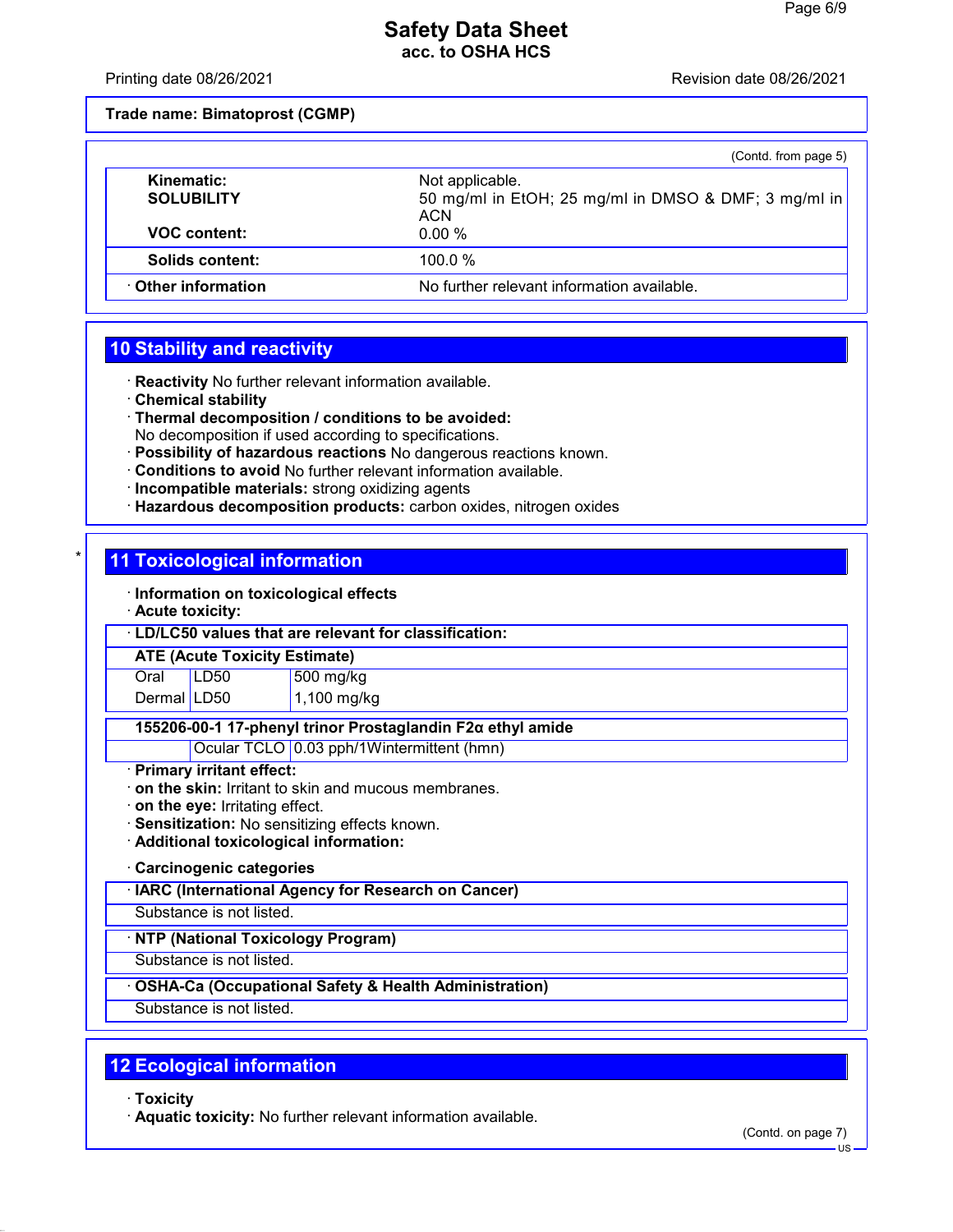Trade name: Bimatoprost (CGMP)

(Contd. from page 5)

| | |
|---|---|
| **Kinematic:** | Not applicable. |
| **SOLUBILITY** | 50 mg/ml in EtOH; 25 mg/ml in DMSO & DMF; 3 mg/ml in ACN |
| **VOC content:** | 0.00 % |
| **Solids content:** | 100.0 % |
| · **Other information** | No further relevant information available. |

## 10 Stability and reactivity

· **Reactivity** No further relevant information available.
· **Chemical stability**
· **Thermal decomposition / conditions to be avoided:**
No decomposition if used according to specifications.
· **Possibility of hazardous reactions** No dangerous reactions known.
· **Conditions to avoid** No further relevant information available.
· **Incompatible materials:** strong oxidizing agents
· **Hazardous decomposition products:** carbon oxides, nitrogen oxides

## * 11 Toxicological information

· **Information on toxicological effects**
· **Acute toxicity:**

· **LD/LC50 values that are relevant for classification:**

| **ATE (Acute Toxicity Estimate)** | | |
|---|---|---|
| Oral | LD50 | 500 mg/kg |
| Dermal | LD50 | 1,100 mg/kg |

| **155206-00-1 17-phenyl trinor Prostaglandin F2α ethyl amide** | | |
|---|---|---|
| | Ocular TCLO | 0.03 pph/1Wintermittent (hmn) |

· **Primary irritant effect:**
· **on the skin:** Irritant to skin and mucous membranes.
· **on the eye:** Irritating effect.
· **Sensitization:** No sensitizing effects known.
· **Additional toxicological information:**

· **Carcinogenic categories**

· **IARC (International Agency for Research on Cancer)**
Substance is not listed.

· **NTP (National Toxicology Program)**
Substance is not listed.

· **OSHA-Ca (Occupational Safety & Health Administration)**
Substance is not listed.

## 12 Ecological information

· **Toxicity**
· **Aquatic toxicity:** No further relevant information available.

(Contd. on page 7)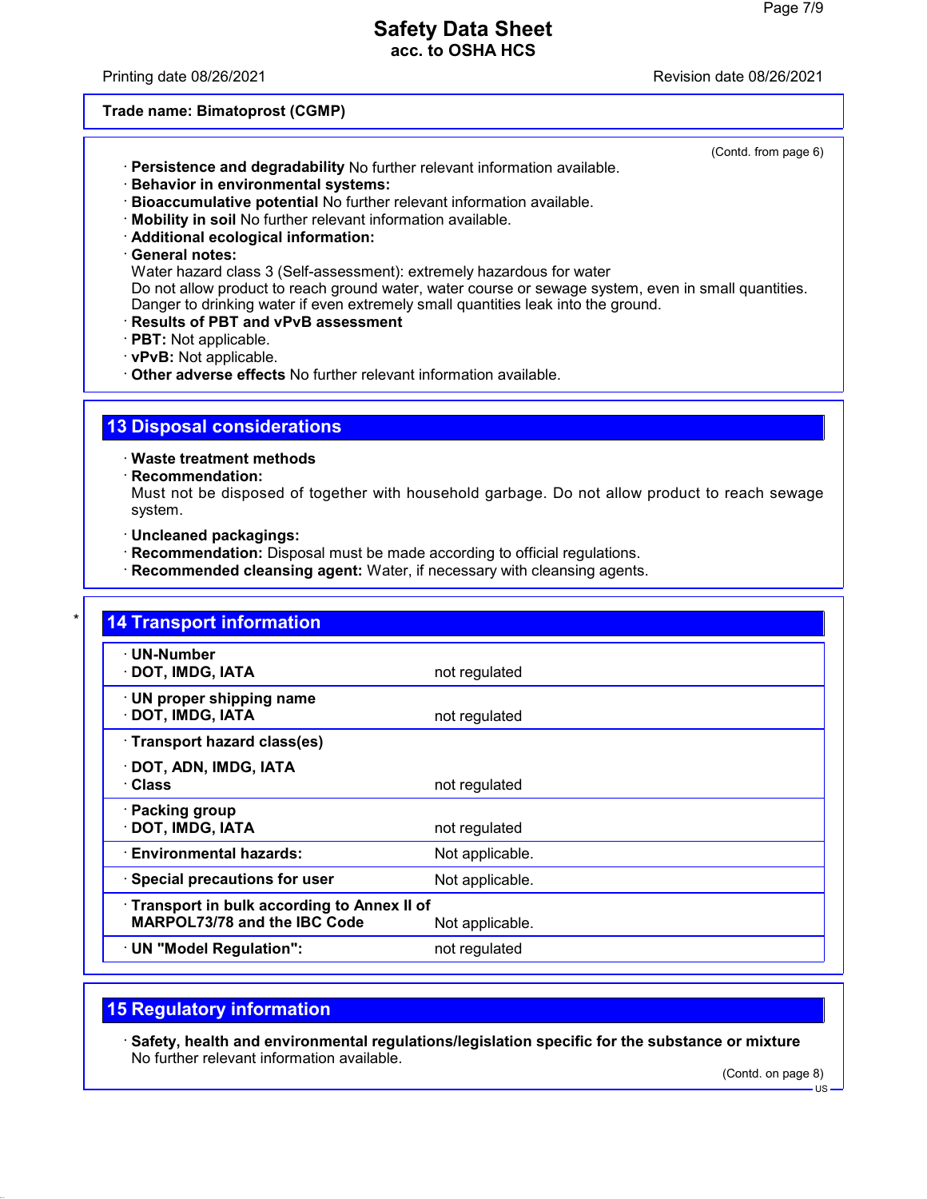**Trade name: Bimatoprost (CGMP)**

(Contd. from page 6)

· **Persistence and degradability** No further relevant information available.
· **Behavior in environmental systems:**
· **Bioaccumulative potential** No further relevant information available.
· **Mobility in soil** No further relevant information available.
· **Additional ecological information:**
· **General notes:**
Water hazard class 3 (Self-assessment): extremely hazardous for water
Do not allow product to reach ground water, water course or sewage system, even in small quantities.
Danger to drinking water if even extremely small quantities leak into the ground.
· **Results of PBT and vPvB assessment**
· **PBT:** Not applicable.
· **vPvB:** Not applicable.
· **Other adverse effects** No further relevant information available.

## 13 Disposal considerations

· **Waste treatment methods**
· **Recommendation:**
Must not be disposed of together with household garbage. Do not allow product to reach sewage system.

· **Uncleaned packagings:**
· **Recommendation:** Disposal must be made according to official regulations.
· **Recommended cleansing agent:** Water, if necessary with cleansing agents.

## * 14 Transport information

| | |
|---|---|
| · **UN-Number**<br>· **DOT, IMDG, IATA** | not regulated |
| · **UN proper shipping name**<br>· **DOT, IMDG, IATA** | not regulated |
| · **Transport hazard class(es)**<br>· **DOT, ADN, IMDG, IATA**<br>· **Class** | not regulated |
| · **Packing group**<br>· **DOT, IMDG, IATA** | not regulated |
| · **Environmental hazards:** | Not applicable. |
| · **Special precautions for user** | Not applicable. |
| · **Transport in bulk according to Annex II of MARPOL73/78 and the IBC Code** | Not applicable. |
| · **UN "Model Regulation":** | not regulated |

## 15 Regulatory information

· **Safety, health and environmental regulations/legislation specific for the substance or mixture**
No further relevant information available.

(Contd. on page 8)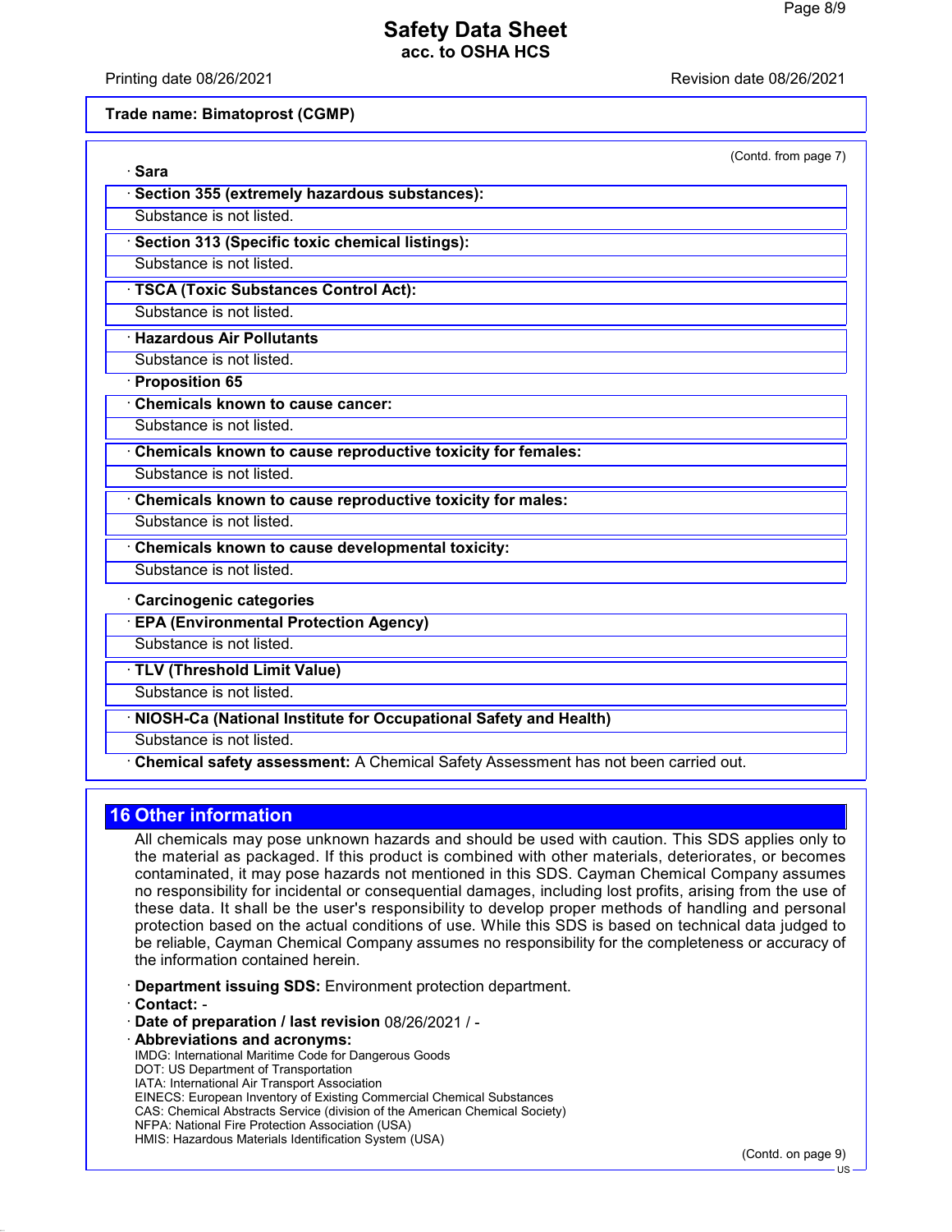Trade name: Bimatoprost (CGMP)

(Contd. from page 7)

· **Sara**

· **Section 355 (extremely hazardous substances):**

Substance is not listed.

· **Section 313 (Specific toxic chemical listings):**

Substance is not listed.

· **TSCA (Toxic Substances Control Act):**

Substance is not listed.

· **Hazardous Air Pollutants**

Substance is not listed.

· **Proposition 65**

· **Chemicals known to cause cancer:**

Substance is not listed.

· **Chemicals known to cause reproductive toxicity for females:**

Substance is not listed.

· **Chemicals known to cause reproductive toxicity for males:**

Substance is not listed.

· **Chemicals known to cause developmental toxicity:**

Substance is not listed.

· **Carcinogenic categories**

· **EPA (Environmental Protection Agency)**

Substance is not listed.

· **TLV (Threshold Limit Value)**

Substance is not listed.

· **NIOSH-Ca (National Institute for Occupational Safety and Health)**

Substance is not listed.

· **Chemical safety assessment:** A Chemical Safety Assessment has not been carried out.

## 16 Other information

All chemicals may pose unknown hazards and should be used with caution. This SDS applies only to the material as packaged. If this product is combined with other materials, deteriorates, or becomes contaminated, it may pose hazards not mentioned in this SDS. Cayman Chemical Company assumes no responsibility for incidental or consequential damages, including lost profits, arising from the use of these data. It shall be the user's responsibility to develop proper methods of handling and personal protection based on the actual conditions of use. While this SDS is based on technical data judged to be reliable, Cayman Chemical Company assumes no responsibility for the completeness or accuracy of the information contained herein.

· **Department issuing SDS:** Environment protection department.

· **Contact:** -

· **Date of preparation / last revision** 08/26/2021 / -

· **Abbreviations and acronyms:**

IMDG: International Maritime Code for Dangerous Goods
DOT: US Department of Transportation
IATA: International Air Transport Association
EINECS: European Inventory of Existing Commercial Chemical Substances
CAS: Chemical Abstracts Service (division of the American Chemical Society)
NFPA: National Fire Protection Association (USA)
HMIS: Hazardous Materials Identification System (USA)

(Contd. on page 9)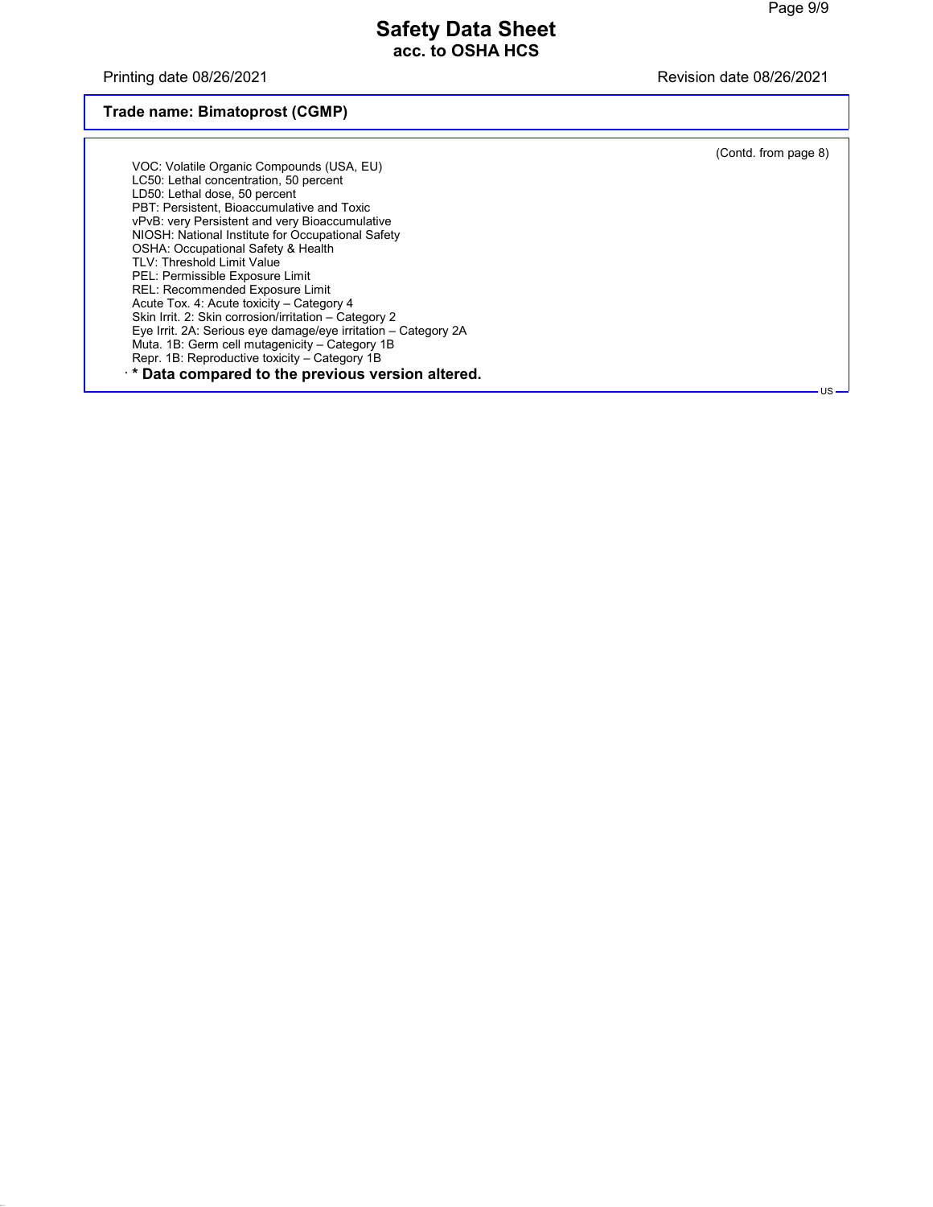**Trade name: Bimatoprost (CGMP)**

(Contd. from page 8)

VOC: Volatile Organic Compounds (USA, EU)
LC50: Lethal concentration, 50 percent
LD50: Lethal dose, 50 percent
PBT: Persistent, Bioaccumulative and Toxic
vPvB: very Persistent and very Bioaccumulative
NIOSH: National Institute for Occupational Safety
OSHA: Occupational Safety & Health
TLV: Threshold Limit Value
PEL: Permissible Exposure Limit
REL: Recommended Exposure Limit
Acute Tox. 4: Acute toxicity – Category 4
Skin Irrit. 2: Skin corrosion/irritation – Category 2
Eye Irrit. 2A: Serious eye damage/eye irritation – Category 2A
Muta. 1B: Germ cell mutagenicity – Category 1B
Repr. 1B: Reproductive toxicity – Category 1B

· **\* Data compared to the previous version altered.**